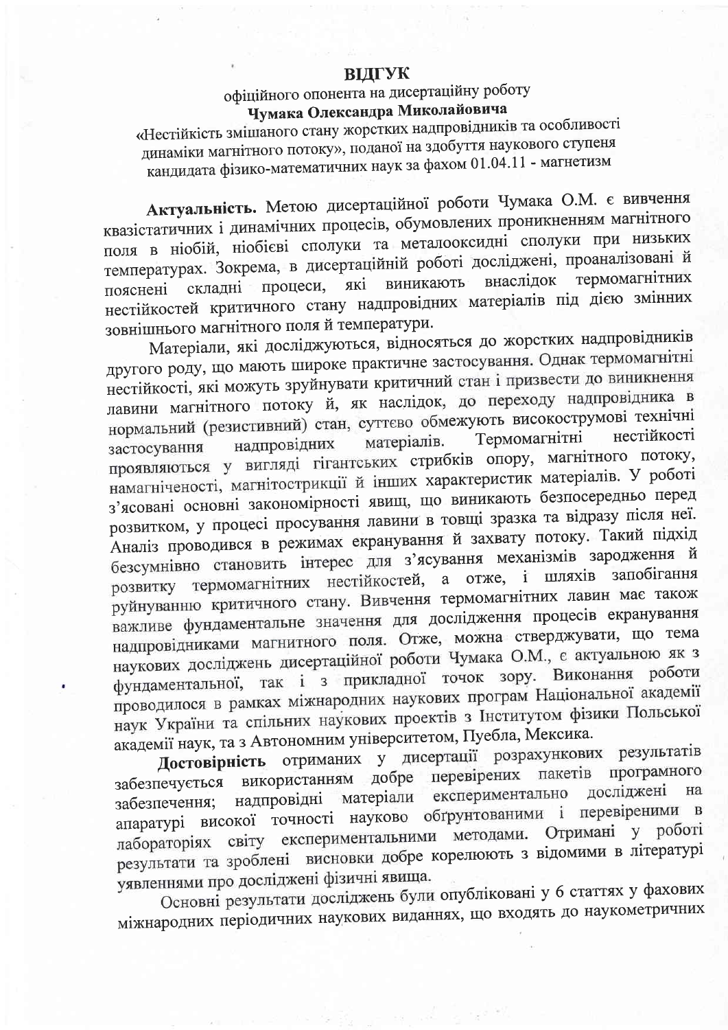# ВІДГУК

### офіційного опонента на дисертаційну роботу
### **Чумака Олександра Миколайовича**
### «Нестійкість змішаного стану жорстких надпровідників та особливості динаміки магнітного потоку», поданої на здобуття наукового ступеня кандидата фізико-математичних наук за фахом 01.04.11 - магнетизм

**Актуальність.** Метою дисертаційної роботи Чумака О.М. є вивчення квазістатичних і динамічних процесів, обумовлених проникненням магнітного поля в ніобій, ніобієві сполуки та металооксидні сполуки при низьких температурах. Зокрема, в дисертаційній роботі досліджені, проаналізовані й пояснені складні процеси, які виникають внаслідок термомагнітних нестійкостей критичного стану надпровідних матеріалів під дією змінних зовнішнього магнітного поля й температури.

Матеріали, які досліджуються, відносяться до жорстких надпровідників другого роду, що мають широке практичне застосування. Однак термомагнітні нестійкості, які можуть зруйнувати критичний стан і призвести до виникнення лавини магнітного потоку й, як наслідок, до переходу надпровідника в нормальний (резистивний) стан, суттєво обмежують високострумові технічні застосування надпровідних матеріалів. Термомагнітні нестійкості проявляються у вигляді гігантських стрибків опору, магнітного потоку, намагніченості, магнітострикції й інших характеристик матеріалів. У роботі з'ясовані основні закономірності явищ, що виникають безпосередньо перед розвитком, у процесі просування лавини в товщі зразка та відразу після неї. Аналіз проводився в режимах екранування й захвату потоку. Такий підхід безсумнівно становить інтерес для з'ясування механізмів зародження й розвитку термомагнітних нестійкостей, а отже, і шляхів запобігання руйнуванню критичного стану. Вивчення термомагнітних лавин має також важливе фундаментальне значення для дослідження процесів екранування надпровідниками магнитного поля. Отже, можна стверджувати, що тема наукових досліджень дисертаційної роботи Чумака О.М., є актуальною як з фундаментальної, так і з прикладної точок зору. Виконання роботи проводилося в рамках міжнародних наукових програм Національної академії наук України та спільних наукових проектів з Інститутом фізики Польської академії наук, та з Автономним університетом, Пуебла, Мексика.

**Достовірність** отриманих у дисертації розрахункових результатів забезпечується використанням добре перевірених пакетів програмного забезпечення; надпровідні матеріали експериментально досліджені на апаратурі високої точності науково обґрунтованими і перевіреними в лабораторіях світу експериментальними методами. Отримані у роботі результати та зроблені висновки добре корелюють з відомими в літературі уявленнями про досліджені фізичні явища.

Основні результати досліджень були опубліковані у 6 статтях у фахових міжнародних періодичних наукових виданнях, що входять до наукометричних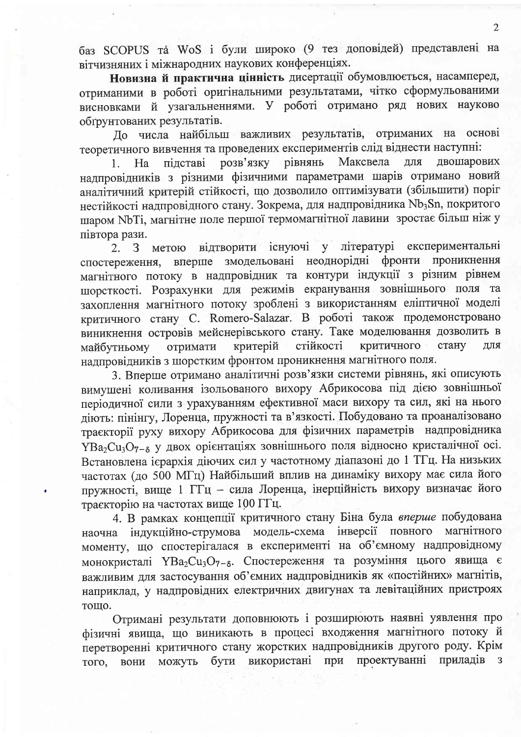баз SCOPUS та WoS і були широко (9 тез доповідей) представлені на вітчизняних і міжнародних наукових конференціях.

**Новизна й практична цінність** дисертації обумовлюється, насамперед, отриманими в роботі оригінальними результатами, чітко сформульованими висновками й узагальненнями. У роботі отримано ряд нових науково обґрунтованих результатів.

До числа найбільш важливих результатів, отриманих на основі теоретичного вивчення та проведених експериментів слід віднести наступні:

1. На підставі розв'язку рівнянь Максвела для двошарових надпровідників з різними фізичними параметрами шарів отримано новий аналітичний критерій стійкості, що дозволило оптимізувати (збільшити) поріг нестійкості надпровідного стану. Зокрема, для надпровідника $Nb_3Sn$, покритого шаром NbTi, магнітне поле першої термомагнітної лавини зростає більш ніж у півтора рази.

2. З метою відтворити існуючі у літературі експериментальні спостереження, вперше змодельовані неоднорідні фронти проникнення магнітного потоку в надпровідник та контури індукції з різним рівнем шорсткості. Розрахунки для режимів екранування зовнішнього поля та захоплення магнітного потоку зроблені з використанням еліптичної моделі критичного стану C. Romero-Salazar. В роботі також продемонстровано виникнення островів мейснерівського стану. Таке моделювання дозволить в майбутньому отримати критерій стійкості критичного стану для надпровідників з шорстким фронтом проникнення магнітного поля.

3. Вперше отримано аналітичні розв'язки системи рівнянь, які описують вимушені коливання ізольованого вихору Абрикосова під дією зовнішньої періодичної сили з урахуванням ефективної маси вихору та сил, які на нього діють: пінінгу, Лоренца, пружності та в'язкості. Побудовано та проаналізовано траєкторії руху вихору Абрикосова для фізичних параметрів надпровідника $YBa_2Cu_3O_{7-\delta}$ у двох орієнтаціях зовнішнього поля відносно кристалічної осі. Встановлена ієрархія діючих сил у частотному діапазоні до 1 ТГц. На низьких частотах (до 500 МГц) Найбільший вплив на динаміку вихору має сила його пружності, вище 1 ГГц – сила Лоренца, інерційність вихору визначає його траєкторію на частотах вище 100 ГГц.

4. В рамках концепції критичного стану Біна була *вперше* побудована наочна індукційно-струмова модель-схема інверсії повного магнітного моменту, що спостерігалася в експерименті на об'ємному надпровідному монокристалі $YBa_2Cu_3O_{7-\delta}$. Спостереження та розуміння цього явища є важливим для застосування об'ємних надпровідників як «постійних» магнітів, наприклад, у надпровідних електричних двигунах та левітаційних пристроях тощо.

Отримані результати доповнюють і розширюють наявні уявлення про фізичні явища, що виникають в процесі входження магнітного потоку й перетворенні критичного стану жорстких надпровідників другого роду. Крім того, вони можуть бути використані при проектуванні приладів з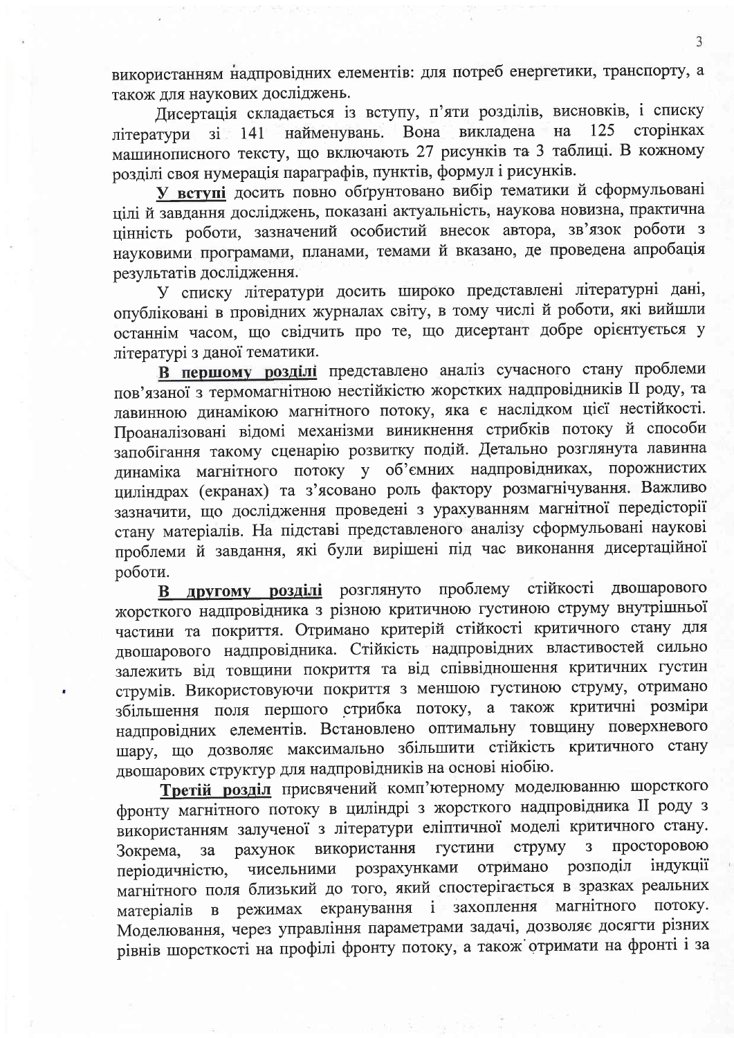використанням надпровідних елементів: для потреб енергетики, транспорту, а також для наукових досліджень.

Дисертація складається із вступу, п'яти розділів, висновків, і списку літератури зі 141 найменувань. Вона викладена на 125 сторінках машинописного тексту, що включають 27 рисунків та 3 таблиці. В кожному розділі своя нумерація параграфів, пунктів, формул і рисунків.

**<u>У вступі</u>** досить повно обґрунтовано вибір тематики й сформульовані цілі й завдання досліджень, показані актуальність, наукова новизна, практична цінність роботи, зазначений особистий внесок автора, зв'язок роботи з науковими програмами, планами, темами й вказано, де проведена апробація результатів дослідження.

У списку літератури досить широко представлені літературні дані, опубліковані в провідних журналах світу, в тому числі й роботи, які вийшли останнім часом, що свідчить про те, що дисертант добре орієнтується у літературі з даної тематики.

**<u>В першому розділі</u>** представлено аналіз сучасного стану проблеми пов'язаної з термомагнітною нестійкістю жорстких надпровідників II роду, та лавинною динамікою магнітного потоку, яка є наслідком цієї нестійкості. Проаналізовані відомі механізми виникнення стрибків потоку й способи запобігання такому сценарію розвитку подій. Детально розглянута лавинна динаміка магнітного потоку у об'ємних надпровідниках, порожнистих циліндрах (екранах) та з'ясовано роль фактору розмагнічування. Важливо зазначити, що дослідження проведені з урахуванням магнітної передісторії стану матеріалів. На підставі представленого аналізу сформульовані наукові проблеми й завдання, які були вирішені під час виконання дисертаційної роботи.

**<u>В другому розділі</u>** розглянуто проблему стійкості двошарового жорсткого надпровідника з різною критичною густиною струму внутрішньої частини та покриття. Отримано критерій стійкості критичного стану для двошарового надпровідника. Стійкість надпровідних властивостей сильно залежить від товщини покриття та від співвідношення критичних густин струмів. Використовуючи покриття з меншою густиною струму, отримано збільшення поля першого стрибка потоку, а також критичні розміри надпровідних елементів. Встановлено оптимальну товщину поверхневого шару, що дозволяє максимально збільшити стійкість критичного стану двошарових структур для надпровідників на основі ніобію.

**<u>Третій розділ</u>** присвячений комп'ютерному моделюванню шорсткого фронту магнітного потоку в циліндрі з жорсткого надпровідника II роду з використанням залученої з літератури еліптичної моделі критичного стану. Зокрема, за рахунок використання густини струму з просторовою періодичністю, чисельними розрахунками отримано розподіл індукції магнітного поля близький до того, який спостерігається в зразках реальних матеріалів в режимах екранування і захоплення магнітного потоку. Моделювання, через управління параметрами задачі, дозволяє досягти різних рівнів шорсткості на профілі фронту потоку, а також отримати на фронті і за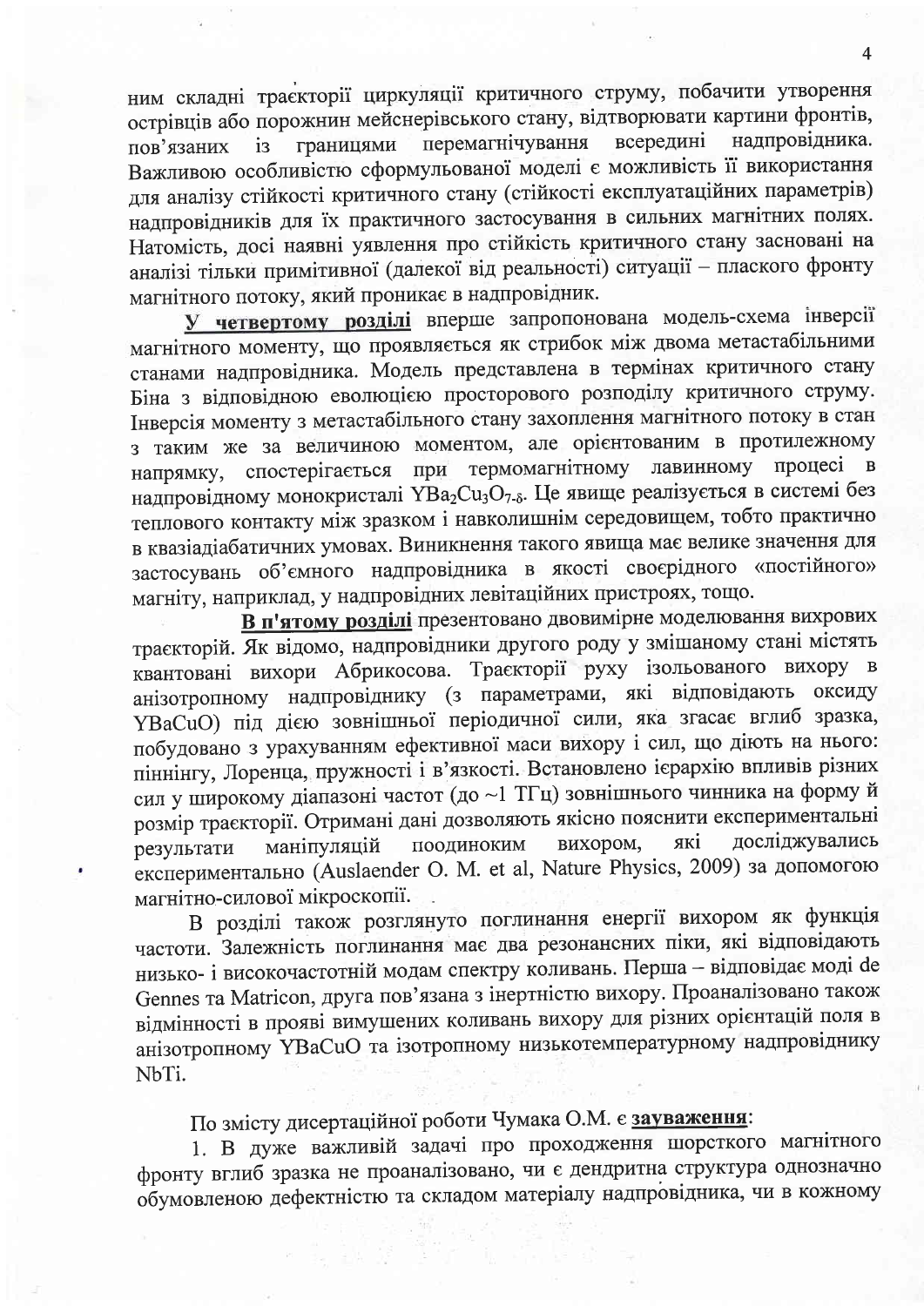ним складні траєкторії циркуляції критичного струму, побачити утворення острівців або порожнин мейснерівського стану, відтворювати картини фронтів, пов'язаних із границями перемагнічування всередині надпровідника. Важливою особливістю сформульованої моделі є можливість її використання для аналізу стійкості критичного стану (стійкості експлуатаційних параметрів) надпровідників для їх практичного застосування в сильних магнітних полях. Натомість, досі наявні уявлення про стійкість критичного стану засновані на аналізі тільки примітивної (далекої від реальності) ситуації – плаского фронту магнітного потоку, який проникає в надпровідник.

**<u>У четвертому розділі</u>** вперше запропонована модель-схема інверсії магнітного моменту, що проявляється як стрибок між двома метастабільними станами надпровідника. Модель представлена в термінах критичного стану Біна з відповідною еволюцією просторового розподілу критичного струму. Інверсія моменту з метастабільного стану захоплення магнітного потоку в стан з таким же за величиною моментом, але орієнтованим в протилежному напрямку, спостерігається при термомагнітному лавинному процесі в надпровідному монокристалі $YBa_2Cu_3O_{7-\delta}$. Це явище реалізується в системі без теплового контакту між зразком і навколишнім середовищем, тобто практично в квазіадіабатичних умовах. Виникнення такого явища має велике значення для застосувань об'ємного надпровідника в якості своєрідного «постійного» магніту, наприклад, у надпровідних левітаційних пристроях, тощо.

**<u>В п'ятому розділі</u>** презентовано двовимірне моделювання вихрових траєкторій. Як відомо, надпровідники другого роду у змішаному стані містять квантовані вихори Абрикосова. Траєкторії руху ізольованого вихору в анізотропному надпровіднику (з параметрами, які відповідають оксиду YBaCuO) під дією зовнішньої періодичної сили, яка згасає вглиб зразка, побудовано з урахуванням ефективної маси вихору і сил, що діють на нього: піннінгу, Лоренца, пружності і в'язкості. Встановлено ієрархію впливів різних сил у широкому діапазоні частот (до ~1 ТГц) зовнішнього чинника на форму й розмір траєкторії. Отримані дані дозволяють якісно пояснити експериментальні результати маніпуляцій поодиноким вихором, які досліджувались експериментально (Auslaender O. M. et al, Nature Physics, 2009) за допомогою магнітно-силової мікроскопії.

В розділі також розглянуто поглинання енергії вихором як функція частоти. Залежність поглинання має два резонансних піки, які відповідають низько- і високочастотній модам спектру коливань. Перша – відповідає моді de Gennes та Matricon, друга пов'язана з інертністю вихору. Проаналізовано також відмінності в прояві вимушених коливань вихору для різних орієнтацій поля в анізотропному YBaCuO та ізотропному низькотемпературному надпровіднику NbTi.

По змісту дисертаційної роботи Чумака О.М. є **<u>зауваження</u>**:

1. В дуже важливій задачі про проходження шорсткого магнітного фронту вглиб зразка не проаналізовано, чи є дендритна структура однозначно обумовленою дефектністю та складом матеріалу надпровідника, чи в кожному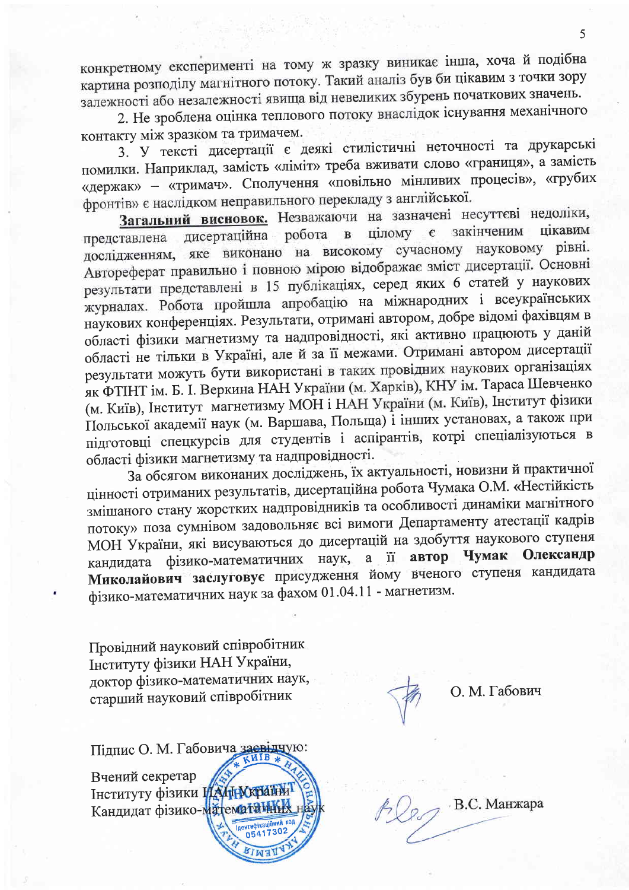конкретному експерименті на тому ж зразку виникає інша, хоча й подібна картина розподілу магнітного потоку. Такий аналіз був би цікавим з точки зору залежності або незалежності явища від невеликих збурень початкових значень.

2. Не зроблена оцінка теплового потоку внаслідок існування механічного контакту між зразком та тримачем.

3. У тексті дисертації є деякі стилістичні неточності та друкарські помилки. Наприклад, замість «ліміт» треба вживати слово «границя», а замість «держак» – «тримач». Сполучення «повільно мінливих процесів», «грубих фронтів» є наслідком неправильного перекладу з англійської.

**Загальний висновок.** Незважаючи на зазначені несуттєві недоліки, представлена дисертаційна робота в цілому є закінченим цікавим дослідженням, яке виконано на високому сучасному науковому рівні. Автореферат правильно і повною мірою відображає зміст дисертації. Основні результати представлені в 15 публікаціях, серед яких 6 статей у наукових журналах. Робота пройшла апробацію на міжнародних і всеукраїнських наукових конференціях. Результати, отримані автором, добре відомі фахівцям в області фізики магнетизму та надпровідності, які активно працюють у даній області не тільки в Україні, але й за її межами. Отримані автором дисертації результати можуть бути використані в таких провідних наукових організаціях як ФТІНТ ім. Б. І. Веркина НАН України (м. Харків), КНУ ім. Тараса Шевченко (м. Київ), Інститут магнетизму МОН і НАН України (м. Київ), Інститут фізики Польської академії наук (м. Варшава, Польща) і інших установах, а також при підготовці спецкурсів для студентів і аспірантів, котрі спеціалізуються в області фізики магнетизму та надпровідності.

За обсягом виконаних досліджень, їх актуальності, новизни й практичної цінності отриманих результатів, дисертаційна робота Чумака О.М. «Нестійкість змішаного стану жорстких надпровідників та особливості динаміки магнітного потоку» поза сумнівом задовольняє всі вимоги Департаменту атестації кадрів МОН України, які висуваються до дисертацій на здобуття наукового ступеня кандидата фізико-математичних наук, а її **автор Чумак Олександр Миколайович заслуговує** присудження йому вченого ступеня кандидата фізико-математичних наук за фахом 01.04.11 - магнетизм.

Провідний науковий співробітник
Інституту фізики НАН України,
доктор фізико-математичних наук,
старший науковий співробітник

О. М. Габович

Підпис О. М. Габовича засвідчую:

Вчений секретар
Інституту фізики НАН України
Кандидат фізико-математичних наук

В.С. Манжара